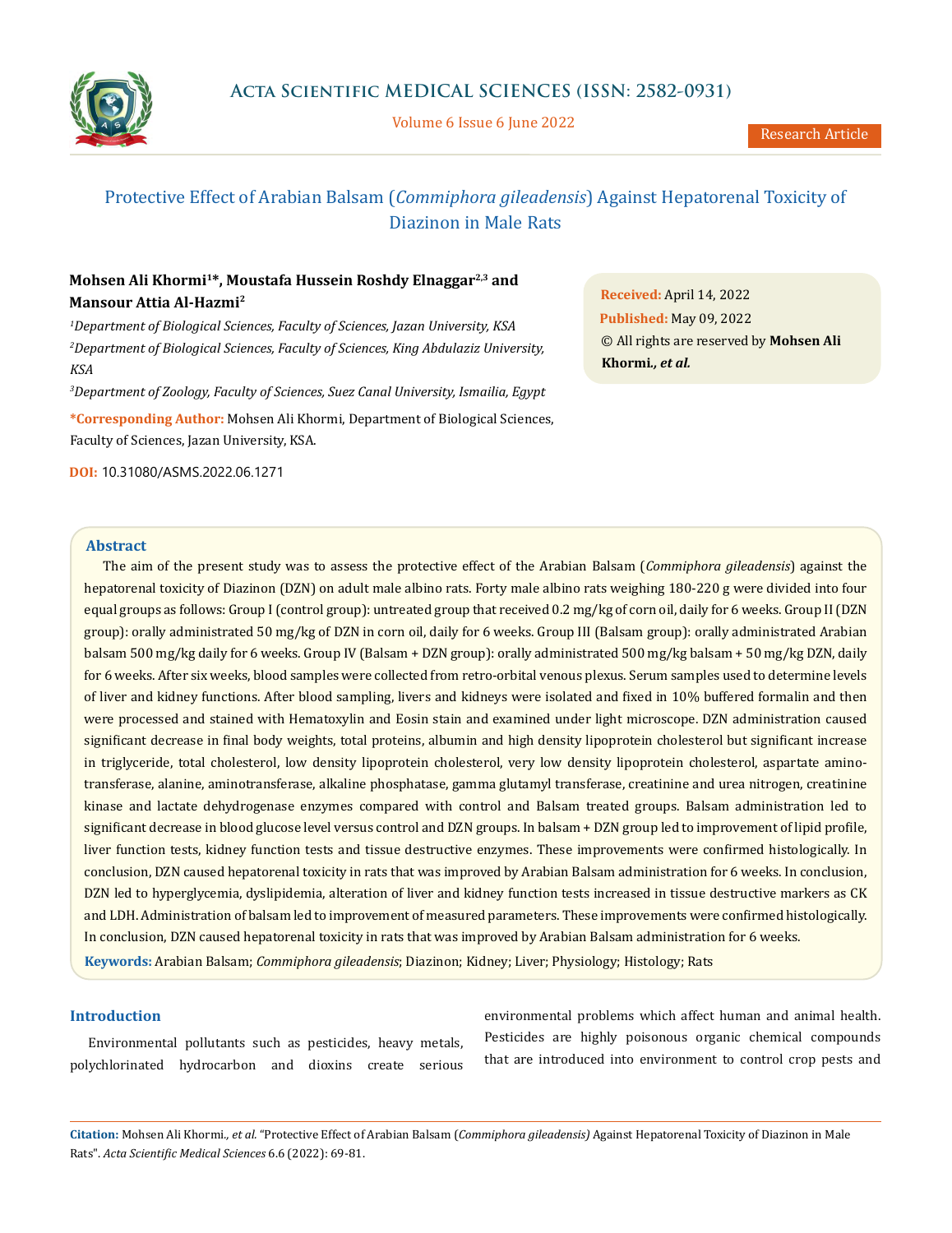# Protective Effect of Arabian Balsam (*Commiphora gileadensis*) Against Hepatorenal Toxicity of Diazinon in Male Rats

**Mohsen Ali Khormi[1]*, Moustafa Hussein Roshdy Elnaggar[2,3] and Mansour Attia Al-Hazmi[2]**

[1]*Department of Biological Sciences, Faculty of Sciences, Jazan University, KSA*

[2]*Department of Biological Sciences, Faculty of Sciences, King Abdulaziz University, KSA*

[3]*Department of Zoology, Faculty of Sciences, Suez Canal University, Ismailia, Egypt*

***Corresponding Author:** Mohsen Ali Khormi, Department of Biological Sciences, Faculty of Sciences, Jazan University, KSA.

**DOI:** 10.31080/ASMS.2022.06.1271

**Received:** April 14, 2022
**Published:** May 09, 2022
© All rights are reserved by **Mohsen Ali Khormi.*, et al.***

## Abstract

The aim of the present study was to assess the protective effect of the Arabian Balsam (*Commiphora gileadensis*) against the hepatorenal toxicity of Diazinon (DZN) on adult male albino rats. Forty male albino rats weighing 180-220 g were divided into four equal groups as follows: Group I (control group): untreated group that received 0.2 mg/kg of corn oil, daily for 6 weeks. Group II (DZN group): orally administrated 50 mg/kg of DZN in corn oil, daily for 6 weeks. Group III (Balsam group): orally administrated Arabian balsam 500 mg/kg daily for 6 weeks. Group IV (Balsam + DZN group): orally administrated 500 mg/kg balsam + 50 mg/kg DZN, daily for 6 weeks. After six weeks, blood samples were collected from retro-orbital venous plexus. Serum samples used to determine levels of liver and kidney functions. After blood sampling, livers and kidneys were isolated and fixed in 10% buffered formalin and then were processed and stained with Hematoxylin and Eosin stain and examined under light microscope. DZN administration caused significant decrease in final body weights, total proteins, albumin and high density lipoprotein cholesterol but significant increase in triglyceride, total cholesterol, low density lipoprotein cholesterol, very low density lipoprotein cholesterol, aspartate amino-transferase, alanine, aminotransferase, alkaline phosphatase, gamma glutamyl transferase, creatinine and urea nitrogen, creatinine kinase and lactate dehydrogenase enzymes compared with control and Balsam treated groups. Balsam administration led to significant decrease in blood glucose level versus control and DZN groups. In balsam + DZN group led to improvement of lipid profile, liver function tests, kidney function tests and tissue destructive enzymes. These improvements were confirmed histologically. In conclusion, DZN caused hepatorenal toxicity in rats that was improved by Arabian Balsam administration for 6 weeks. In conclusion, DZN led to hyperglycemia, dyslipidemia, alteration of liver and kidney function tests increased in tissue destructive markers as CK and LDH. Administration of balsam led to improvement of measured parameters. These improvements were confirmed histologically. In conclusion, DZN caused hepatorenal toxicity in rats that was improved by Arabian Balsam administration for 6 weeks.

**Keywords:** Arabian Balsam; *Commiphora gileadensis*; Diazinon; Kidney; Liver; Physiology; Histology; Rats

## Introduction

Environmental pollutants such as pesticides, heavy metals, polychlorinated hydrocarbon and dioxins create serious environmental problems which affect human and animal health. Pesticides are highly poisonous organic chemical compounds that are introduced into environment to control crop pests and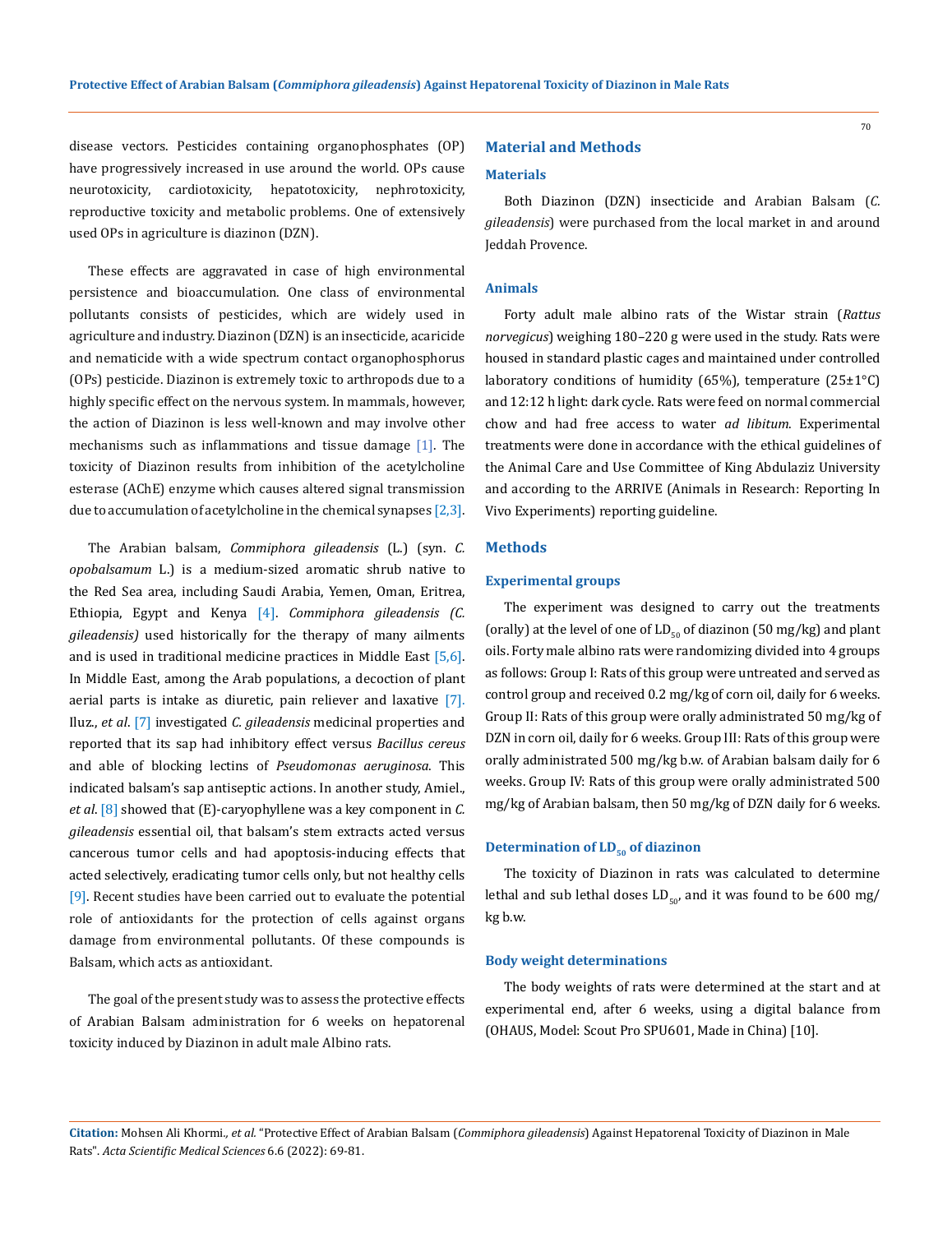disease vectors. Pesticides containing organophosphates (OP) have progressively increased in use around the world. OPs cause neurotoxicity, cardiotoxicity, hepatotoxicity, nephrotoxicity, reproductive toxicity and metabolic problems. One of extensively used OPs in agriculture is diazinon (DZN).

These effects are aggravated in case of high environmental persistence and bioaccumulation. One class of environmental pollutants consists of pesticides, which are widely used in agriculture and industry. Diazinon (DZN) is an insecticide, acaricide and nematicide with a wide spectrum contact organophosphorus (OPs) pesticide. Diazinon is extremely toxic to arthropods due to a highly specific effect on the nervous system. In mammals, however, the action of Diazinon is less well-known and may involve other mechanisms such as inflammations and tissue damage [1]. The toxicity of Diazinon results from inhibition of the acetylcholine esterase (AChE) enzyme which causes altered signal transmission due to accumulation of acetylcholine in the chemical synapses [2,3].

The Arabian balsam, *Commiphora gileadensis* (L.) (syn. *C. opobalsamum* L.) is a medium-sized aromatic shrub native to the Red Sea area, including Saudi Arabia, Yemen, Oman, Eritrea, Ethiopia, Egypt and Kenya [4]. *Commiphora gileadensis (C. gileadensis)* used historically for the therapy of many ailments and is used in traditional medicine practices in Middle East [5,6]. In Middle East, among the Arab populations, a decoction of plant aerial parts is intake as diuretic, pain reliever and laxative [7]. Iluz., *et al*. [7] investigated *C. gileadensis* medicinal properties and reported that its sap had inhibitory effect versus *Bacillus cereus* and able of blocking lectins of *Pseudomonas aeruginosa*. This indicated balsam's sap antiseptic actions. In another study, Amiel., *et al*. [8] showed that (E)-caryophyllene was a key component in *C. gileadensis* essential oil, that balsam's stem extracts acted versus cancerous tumor cells and had apoptosis-inducing effects that acted selectively, eradicating tumor cells only, but not healthy cells [9]. Recent studies have been carried out to evaluate the potential role of antioxidants for the protection of cells against organs damage from environmental pollutants. Of these compounds is Balsam, which acts as antioxidant.

The goal of the present study was to assess the protective effects of Arabian Balsam administration for 6 weeks on hepatorenal toxicity induced by Diazinon in adult male Albino rats.

## Material and Methods

### Materials

Both Diazinon (DZN) insecticide and Arabian Balsam (*C. gileadensis*) were purchased from the local market in and around Jeddah Provence.

### Animals

Forty adult male albino rats of the Wistar strain (*Rattus norvegicus*) weighing 180–220 g were used in the study. Rats were housed in standard plastic cages and maintained under controlled laboratory conditions of humidity (65%), temperature (25±1°C) and 12:12 h light: dark cycle. Rats were feed on normal commercial chow and had free access to water *ad libitum*. Experimental treatments were done in accordance with the ethical guidelines of the Animal Care and Use Committee of King Abdulaziz University and according to the ARRIVE (Animals in Research: Reporting In Vivo Experiments) reporting guideline.

## Methods

### Experimental groups

The experiment was designed to carry out the treatments (orally) at the level of one of $LD_{50}$ of diazinon (50 mg/kg) and plant oils. Forty male albino rats were randomizing divided into 4 groups as follows: Group I: Rats of this group were untreated and served as control group and received 0.2 mg/kg of corn oil, daily for 6 weeks. Group II: Rats of this group were orally administrated 50 mg/kg of DZN in corn oil, daily for 6 weeks. Group III: Rats of this group were orally administrated 500 mg/kg b.w. of Arabian balsam daily for 6 weeks. Group IV: Rats of this group were orally administrated 500 mg/kg of Arabian balsam, then 50 mg/kg of DZN daily for 6 weeks.

### Determination of $LD_{50}$ of diazinon

The toxicity of Diazinon in rats was calculated to determine lethal and sub lethal doses $LD_{50}$, and it was found to be 600 mg/kg b.w.

### Body weight determinations

The body weights of rats were determined at the start and at experimental end, after 6 weeks, using a digital balance from (OHAUS, Model: Scout Pro SPU601, Made in China) [10].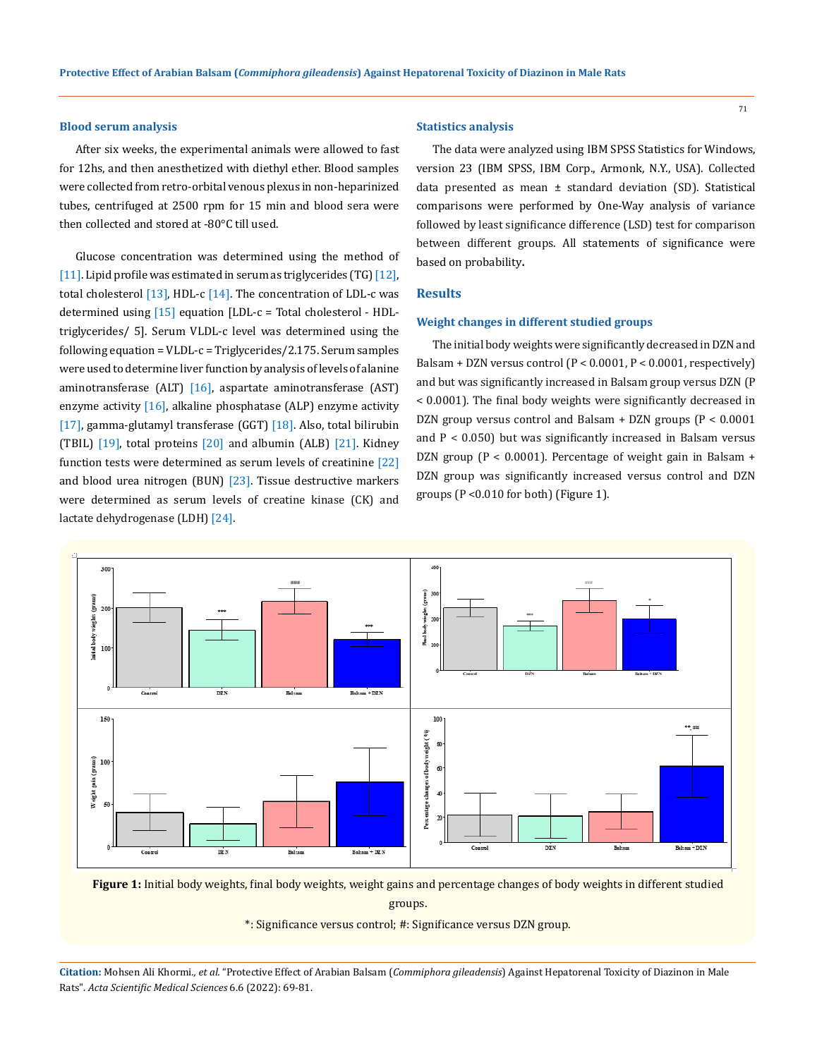### Blood serum analysis

After six weeks, the experimental animals were allowed to fast for 12hs, and then anesthetized with diethyl ether. Blood samples were collected from retro-orbital venous plexus in non-heparinized tubes, centrifuged at 2500 rpm for 15 min and blood sera were then collected and stored at -80°C till used.

Glucose concentration was determined using the method of [11]. Lipid profile was estimated in serum as triglycerides (TG) [12], total cholesterol [13], HDL-c [14]. The concentration of LDL-c was determined using [15] equation [LDL-c = Total cholesterol - HDL-triglycerides/ 5]. Serum VLDL-c level was determined using the following equation = VLDL-c = Triglycerides/2.175. Serum samples were used to determine liver function by analysis of levels of alanine aminotransferase (ALT) [16], aspartate aminotransferase (AST) enzyme activity [16], alkaline phosphatase (ALP) enzyme activity [17], gamma-glutamyl transferase (GGT) [18]. Also, total bilirubin (TBIL) [19], total proteins [20] and albumin (ALB) [21]. Kidney function tests were determined as serum levels of creatinine [22] and blood urea nitrogen (BUN) [23]. Tissue destructive markers were determined as serum levels of creatine kinase (CK) and lactate dehydrogenase (LDH) [24].

### Statistics analysis

The data were analyzed using IBM SPSS Statistics for Windows, version 23 (IBM SPSS, IBM Corp., Armonk, N.Y., USA). Collected data presented as mean ± standard deviation (SD). Statistical comparisons were performed by One-Way analysis of variance followed by least significance difference (LSD) test for comparison between different groups. All statements of significance were based on probability.

## Results

### Weight changes in different studied groups

The initial body weights were significantly decreased in DZN and Balsam + DZN versus control ($P < 0.0001$, $P < 0.0001$, respectively) and but was significantly increased in Balsam group versus DZN ($P < 0.0001$). The final body weights were significantly decreased in DZN group versus control and Balsam + DZN groups ($P < 0.0001$ and $P < 0.050$) but was significantly increased in Balsam versus DZN group ($P < 0.0001$). Percentage of weight gain in Balsam + DZN group was significantly increased versus control and DZN groups ($P < 0.010$ for both) (Figure 1).

**Figure 1:** Initial body weights, final body weights, weight gains and percentage changes of body weights in different studied groups.

*: Significance versus control; #: Significance versus DZN group.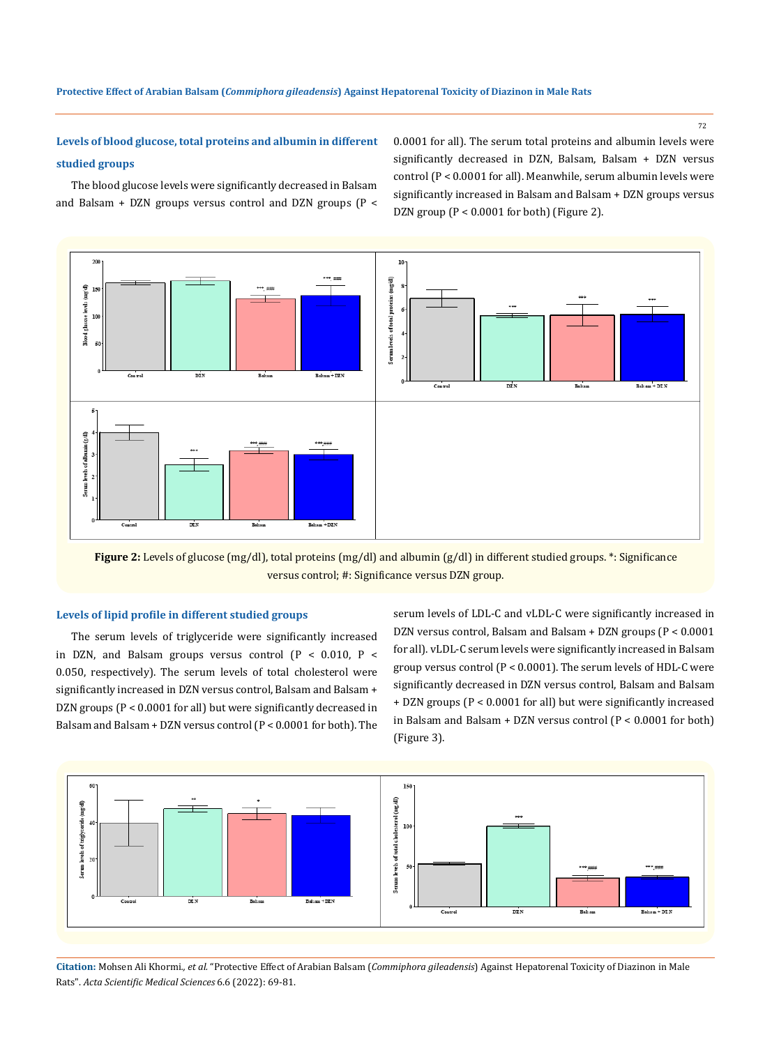### Levels of blood glucose, total proteins and albumin in different studied groups

The blood glucose levels were significantly decreased in Balsam and Balsam + DZN groups versus control and DZN groups ($P < 0.0001$ for all). The serum total proteins and albumin levels were significantly decreased in DZN, Balsam, Balsam + DZN versus control ($P < 0.0001$ for all). Meanwhile, serum albumin levels were significantly increased in Balsam and Balsam + DZN groups versus DZN group ($P < 0.0001$ for both) (Figure 2).

**Figure 2:** Levels of glucose (mg/dl), total proteins (mg/dl) and albumin (g/dl) in different studied groups. *: Significance versus control; #: Significance versus DZN group.

### Levels of lipid profile in different studied groups

The serum levels of triglyceride were significantly increased in DZN, and Balsam groups versus control ($P < 0.010$, $P < 0.050$, respectively). The serum levels of total cholesterol were significantly increased in DZN versus control, Balsam and Balsam + DZN groups ($P < 0.0001$ for all) but were significantly decreased in Balsam and Balsam + DZN versus control ($P < 0.0001$ for both). The serum levels of LDL-C and vLDL-C were significantly increased in DZN versus control, Balsam and Balsam + DZN groups ($P < 0.0001$ for all). vLDL-C serum levels were significantly increased in Balsam group versus control ($P < 0.0001$). The serum levels of HDL-C were significantly decreased in DZN versus control, Balsam and Balsam + DZN groups ($P < 0.0001$ for all) but were significantly increased in Balsam and Balsam + DZN versus control ($P < 0.0001$ for both) (Figure 3).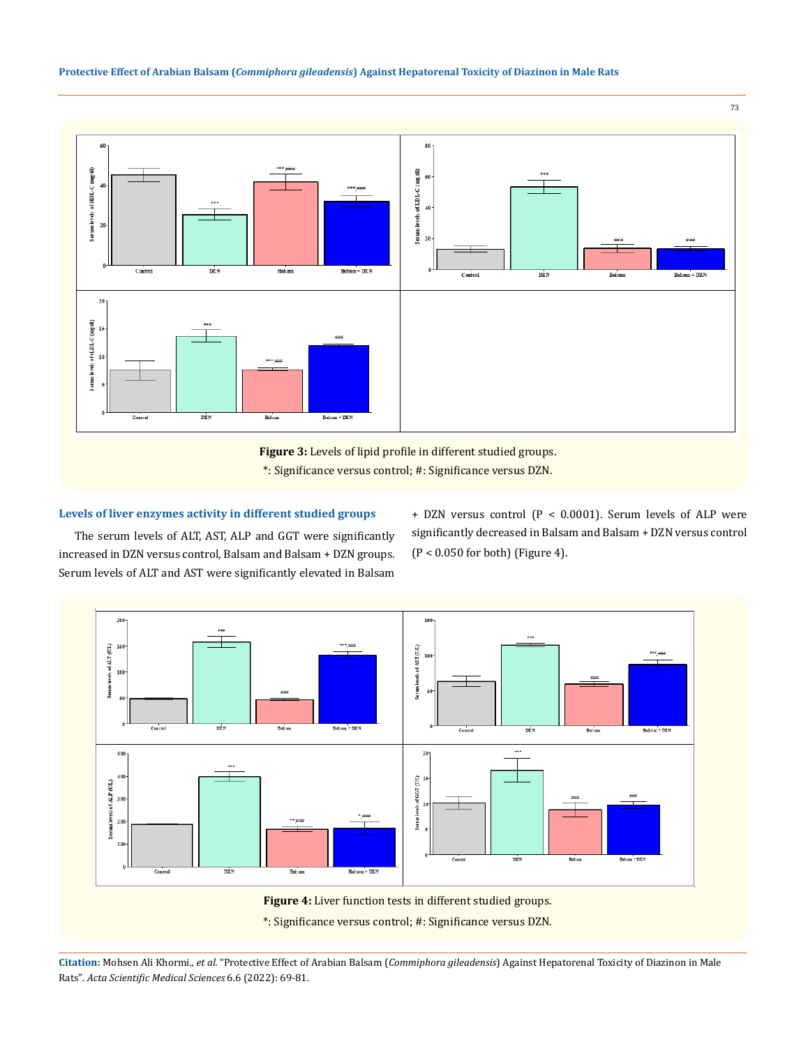**Figure 3:** Levels of lipid profile in different studied groups.

*: Significance versus control; #: Significance versus DZN.

### Levels of liver enzymes activity in different studied groups

The serum levels of ALT, AST, ALP and GGT were significantly increased in DZN versus control, Balsam and Balsam + DZN groups. Serum levels of ALT and AST were significantly elevated in Balsam + DZN versus control ($P < 0.0001$). Serum levels of ALP were significantly decreased in Balsam and Balsam + DZN versus control ($P < 0.050$ for both) (Figure 4).

**Figure 4:** Liver function tests in different studied groups.

*: Significance versus control; #: Significance versus DZN.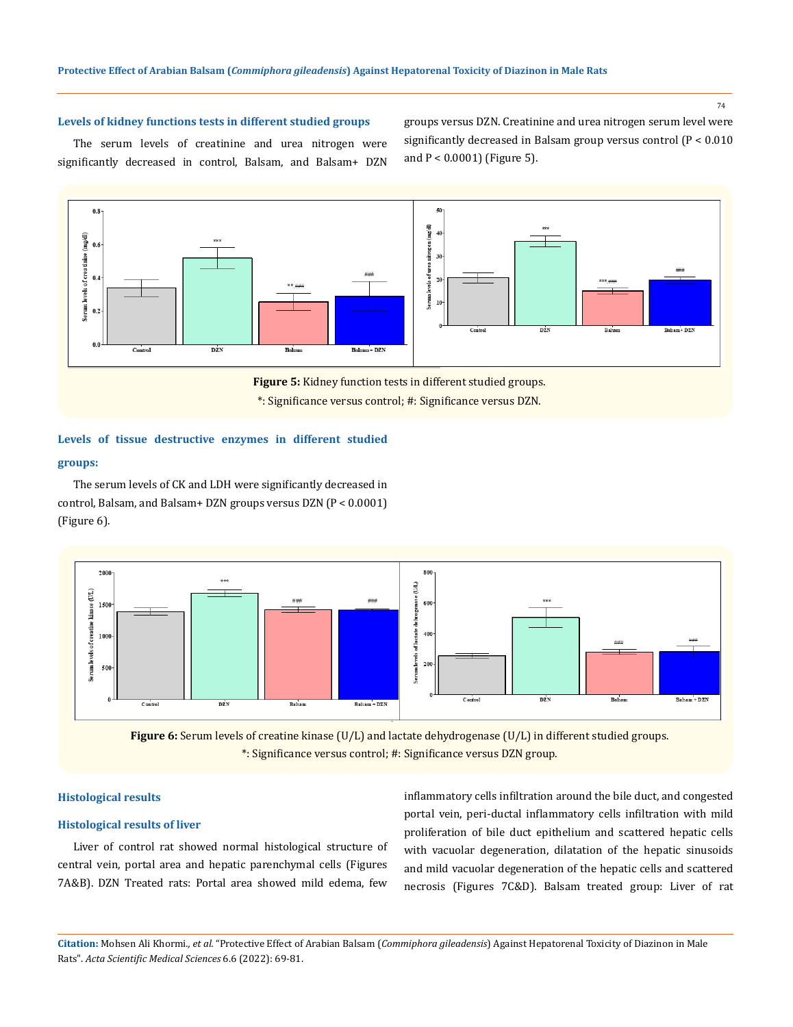### Levels of kidney functions tests in different studied groups

The serum levels of creatinine and urea nitrogen were significantly decreased in control, Balsam, and Balsam+ DZN groups versus DZN. Creatinine and urea nitrogen serum level were significantly decreased in Balsam group versus control ($P < 0.010$ and $P < 0.0001$) (Figure 5).

**Figure 5:** Kidney function tests in different studied groups.

*: Significance versus control; #: Significance versus DZN.

### Levels of tissue destructive enzymes in different studied groups:

The serum levels of CK and LDH were significantly decreased in control, Balsam, and Balsam+ DZN groups versus DZN ($P < 0.0001$) (Figure 6).

**Figure 6:** Serum levels of creatine kinase (U/L) and lactate dehydrogenase (U/L) in different studied groups.

*: Significance versus control; #: Significance versus DZN group.

### Histological results

### Histological results of liver

Liver of control rat showed normal histological structure of central vein, portal area and hepatic parenchymal cells (Figures 7A&B). DZN Treated rats: Portal area showed mild edema, few inflammatory cells infiltration around the bile duct, and congested portal vein, peri-ductal inflammatory cells infiltration with mild proliferation of bile duct epithelium and scattered hepatic cells with vacuolar degeneration, dilatation of the hepatic sinusoids and mild vacuolar degeneration of the hepatic cells and scattered necrosis (Figures 7C&D). Balsam treated group: Liver of rat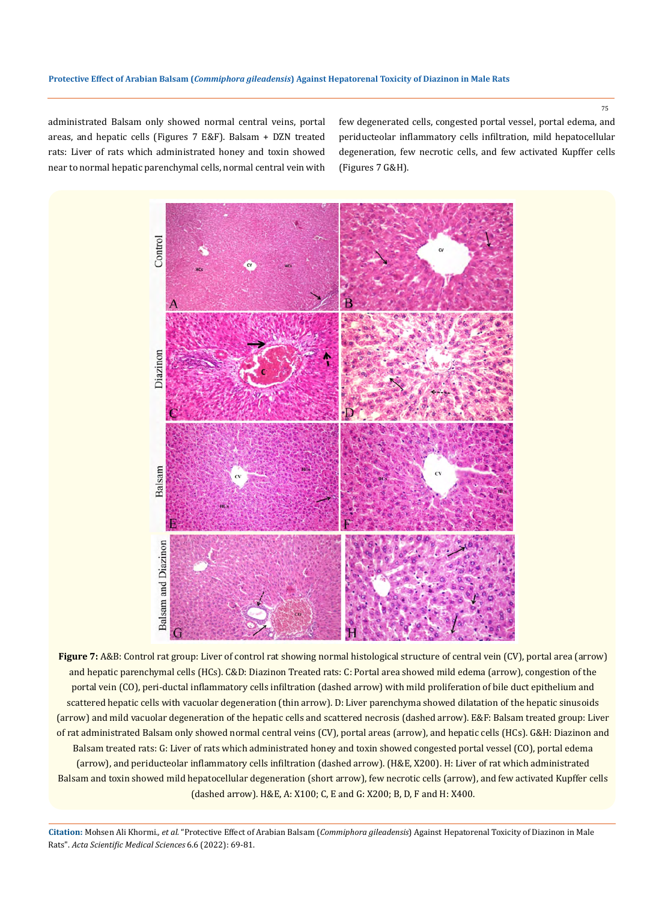administrated Balsam only showed normal central veins, portal areas, and hepatic cells (Figures 7 E&F). Balsam + DZN treated rats: Liver of rats which administrated honey and toxin showed near to normal hepatic parenchymal cells, normal central vein with few degenerated cells, congested portal vessel, portal edema, and periducteolar inflammatory cells infiltration, mild hepatocellular degeneration, few necrotic cells, and few activated Kupffer cells (Figures 7 G&H).

**Figure 7:** A&B: Control rat group: Liver of control rat showing normal histological structure of central vein (CV), portal area (arrow) and hepatic parenchymal cells (HCs). C&D: Diazinon Treated rats: C: Portal area showed mild edema (arrow), congestion of the portal vein (CO), peri-ductal inflammatory cells infiltration (dashed arrow) with mild proliferation of bile duct epithelium and scattered hepatic cells with vacuolar degeneration (thin arrow). D: Liver parenchyma showed dilatation of the hepatic sinusoids (arrow) and mild vacuolar degeneration of the hepatic cells and scattered necrosis (dashed arrow). E&F: Balsam treated group: Liver of rat administrated Balsam only showed normal central veins (CV), portal areas (arrow), and hepatic cells (HCs). G&H: Diazinon and Balsam treated rats: G: Liver of rats which administrated honey and toxin showed congested portal vessel (CO), portal edema (arrow), and periducteolar inflammatory cells infiltration (dashed arrow). (H&E, X200). H: Liver of rat which administrated Balsam and toxin showed mild hepatocellular degeneration (short arrow), few necrotic cells (arrow), and few activated Kupffer cells (dashed arrow). H&E, A: X100; C, E and G: X200; B, D, F and H: X400.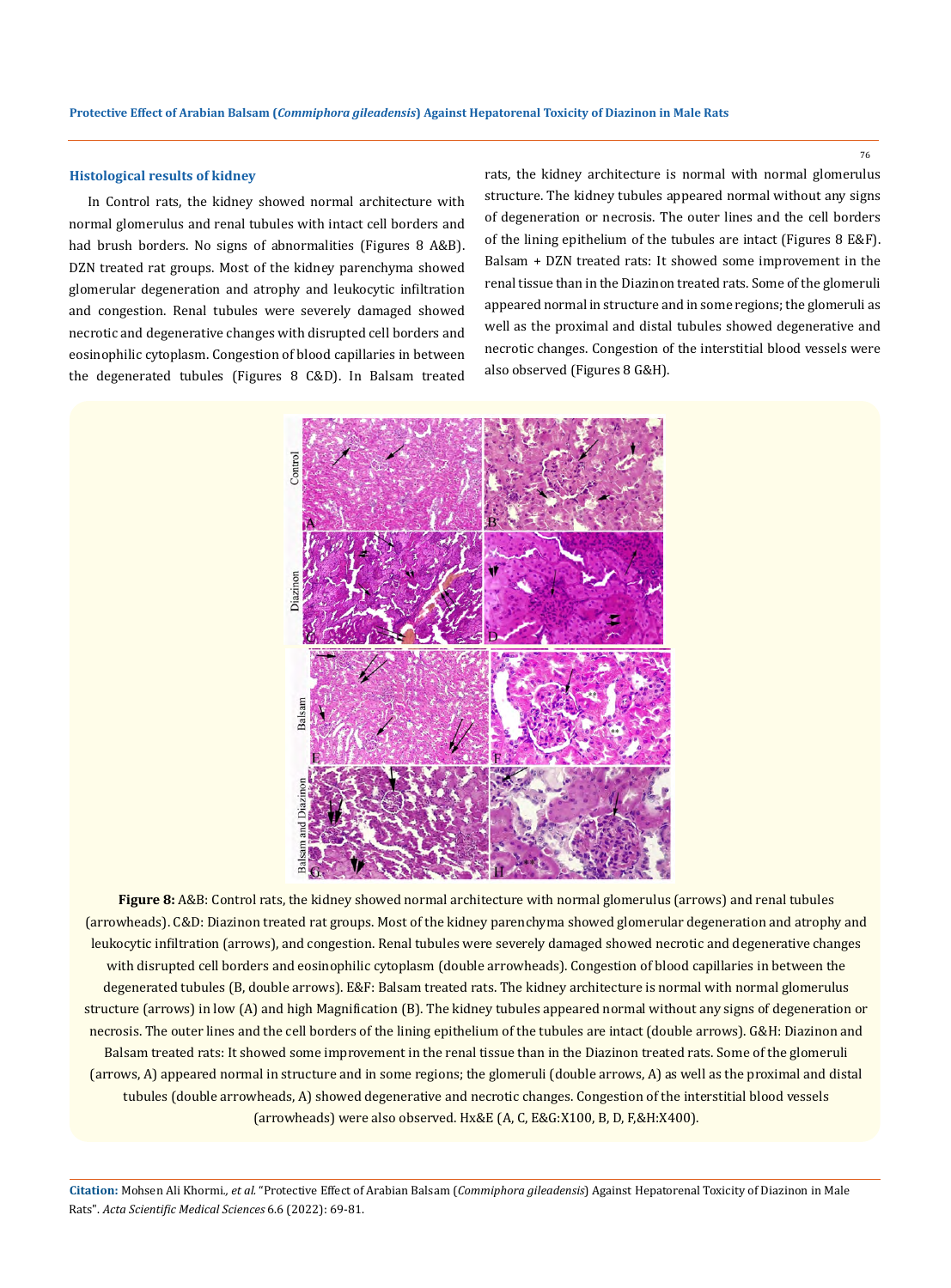### Histological results of kidney

In Control rats, the kidney showed normal architecture with normal glomerulus and renal tubules with intact cell borders and had brush borders. No signs of abnormalities (Figures 8 A&B). DZN treated rat groups. Most of the kidney parenchyma showed glomerular degeneration and atrophy and leukocytic infiltration and congestion. Renal tubules were severely damaged showed necrotic and degenerative changes with disrupted cell borders and eosinophilic cytoplasm. Congestion of blood capillaries in between the degenerated tubules (Figures 8 C&D). In Balsam treated rats, the kidney architecture is normal with normal glomerulus structure. The kidney tubules appeared normal without any signs of degeneration or necrosis. The outer lines and the cell borders of the lining epithelium of the tubules are intact (Figures 8 E&F). Balsam + DZN treated rats: It showed some improvement in the renal tissue than in the Diazinon treated rats. Some of the glomeruli appeared normal in structure and in some regions; the glomeruli as well as the proximal and distal tubules showed degenerative and necrotic changes. Congestion of the interstitial blood vessels were also observed (Figures 8 G&H).

**Figure 8:** A&B: Control rats, the kidney showed normal architecture with normal glomerulus (arrows) and renal tubules (arrowheads). C&D: Diazinon treated rat groups. Most of the kidney parenchyma showed glomerular degeneration and atrophy and leukocytic infiltration (arrows), and congestion. Renal tubules were severely damaged showed necrotic and degenerative changes with disrupted cell borders and eosinophilic cytoplasm (double arrowheads). Congestion of blood capillaries in between the degenerated tubules (B, double arrows). E&F: Balsam treated rats. The kidney architecture is normal with normal glomerulus structure (arrows) in low (A) and high Magnification (B). The kidney tubules appeared normal without any signs of degeneration or necrosis. The outer lines and the cell borders of the lining epithelium of the tubules are intact (double arrows). G&H: Diazinon and Balsam treated rats: It showed some improvement in the renal tissue than in the Diazinon treated rats. Some of the glomeruli (arrows, A) appeared normal in structure and in some regions; the glomeruli (double arrows, A) as well as the proximal and distal tubules (double arrowheads, A) showed degenerative and necrotic changes. Congestion of the interstitial blood vessels (arrowheads) were also observed. Hx&E (A, C, E&G:X100, B, D, F,&H:X400).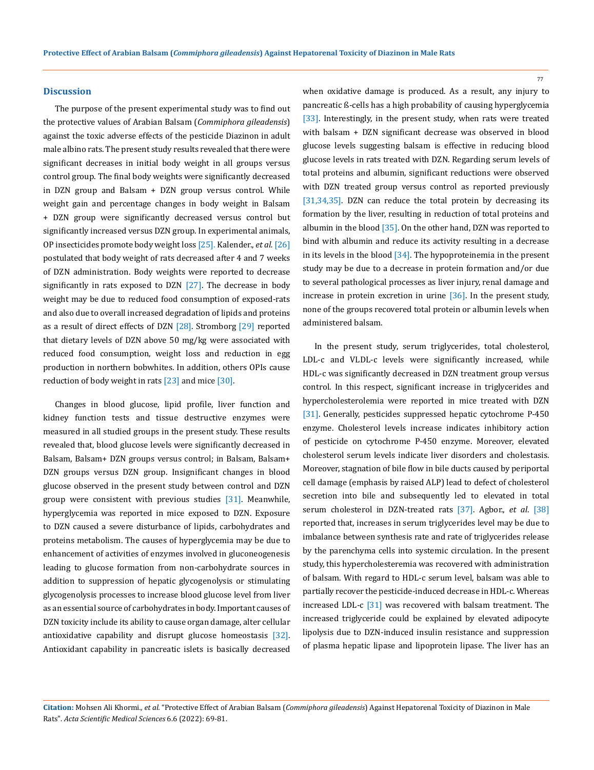## Discussion

The purpose of the present experimental study was to find out the protective values of Arabian Balsam (*Commiphora gileadensis*) against the toxic adverse effects of the pesticide Diazinon in adult male albino rats. The present study results revealed that there were significant decreases in initial body weight in all groups versus control group. The final body weights were significantly decreased in DZN group and Balsam + DZN group versus control. While weight gain and percentage changes in body weight in Balsam + DZN group were significantly decreased versus control but significantly increased versus DZN group. In experimental animals, OP insecticides promote body weight loss [25]. Kalender., *et al.* [26] postulated that body weight of rats decreased after 4 and 7 weeks of DZN administration. Body weights were reported to decrease significantly in rats exposed to DZN [27]. The decrease in body weight may be due to reduced food consumption of exposed-rats and also due to overall increased degradation of lipids and proteins as a result of direct effects of DZN [28]. Stromborg [29] reported that dietary levels of DZN above 50 mg/kg were associated with reduced food consumption, weight loss and reduction in egg production in northern bobwhites. In addition, others OPIs cause reduction of body weight in rats [23] and mice [30].

Changes in blood glucose, lipid profile, liver function and kidney function tests and tissue destructive enzymes were measured in all studied groups in the present study. These results revealed that, blood glucose levels were significantly decreased in Balsam, Balsam+ DZN groups versus control; in Balsam, Balsam+ DZN groups versus DZN group. Insignificant changes in blood glucose observed in the present study between control and DZN group were consistent with previous studies [31]. Meanwhile, hyperglycemia was reported in mice exposed to DZN. Exposure to DZN caused a severe disturbance of lipids, carbohydrates and proteins metabolism. The causes of hyperglycemia may be due to enhancement of activities of enzymes involved in gluconeogenesis leading to glucose formation from non-carbohydrate sources in addition to suppression of hepatic glycogenolysis or stimulating glycogenolysis processes to increase blood glucose level from liver as an essential source of carbohydrates in body. Important causes of DZN toxicity include its ability to cause organ damage, alter cellular antioxidative capability and disrupt glucose homeostasis [32]. Antioxidant capability in pancreatic islets is basically decreased when oxidative damage is produced. As a result, any injury to pancreatic ß-cells has a high probability of causing hyperglycemia [33]. Interestingly, in the present study, when rats were treated with balsam + DZN significant decrease was observed in blood glucose levels suggesting balsam is effective in reducing blood glucose levels in rats treated with DZN. Regarding serum levels of total proteins and albumin, significant reductions were observed with DZN treated group versus control as reported previously [31,34,35]. DZN can reduce the total protein by decreasing its formation by the liver, resulting in reduction of total proteins and albumin in the blood [35]. On the other hand, DZN was reported to bind with albumin and reduce its activity resulting in a decrease in its levels in the blood [34]. The hypoproteinemia in the present study may be due to a decrease in protein formation and/or due to several pathological processes as liver injury, renal damage and increase in protein excretion in urine [36]. In the present study, none of the groups recovered total protein or albumin levels when administered balsam.

In the present study, serum triglycerides, total cholesterol, LDL-c and VLDL-c levels were significantly increased, while HDL-c was significantly decreased in DZN treatment group versus control. In this respect, significant increase in triglycerides and hypercholesterolemia were reported in mice treated with DZN [31]. Generally, pesticides suppressed hepatic cytochrome P-450 enzyme. Cholesterol levels increase indicates inhibitory action of pesticide on cytochrome P-450 enzyme. Moreover, elevated cholesterol serum levels indicate liver disorders and cholestasis. Moreover, stagnation of bile flow in bile ducts caused by periportal cell damage (emphasis by raised ALP) lead to defect of cholesterol secretion into bile and subsequently led to elevated in total serum cholesterol in DZN-treated rats [37]. Agbor., *et al.* [38] reported that, increases in serum triglycerides level may be due to imbalance between synthesis rate and rate of triglycerides release by the parenchyma cells into systemic circulation. In the present study, this hypercholesteremia was recovered with administration of balsam. With regard to HDL-c serum level, balsam was able to partially recover the pesticide-induced decrease in HDL-c. Whereas increased LDL-c [31] was recovered with balsam treatment. The increased triglyceride could be explained by elevated adipocyte lipolysis due to DZN-induced insulin resistance and suppression of plasma hepatic lipase and lipoprotein lipase. The liver has an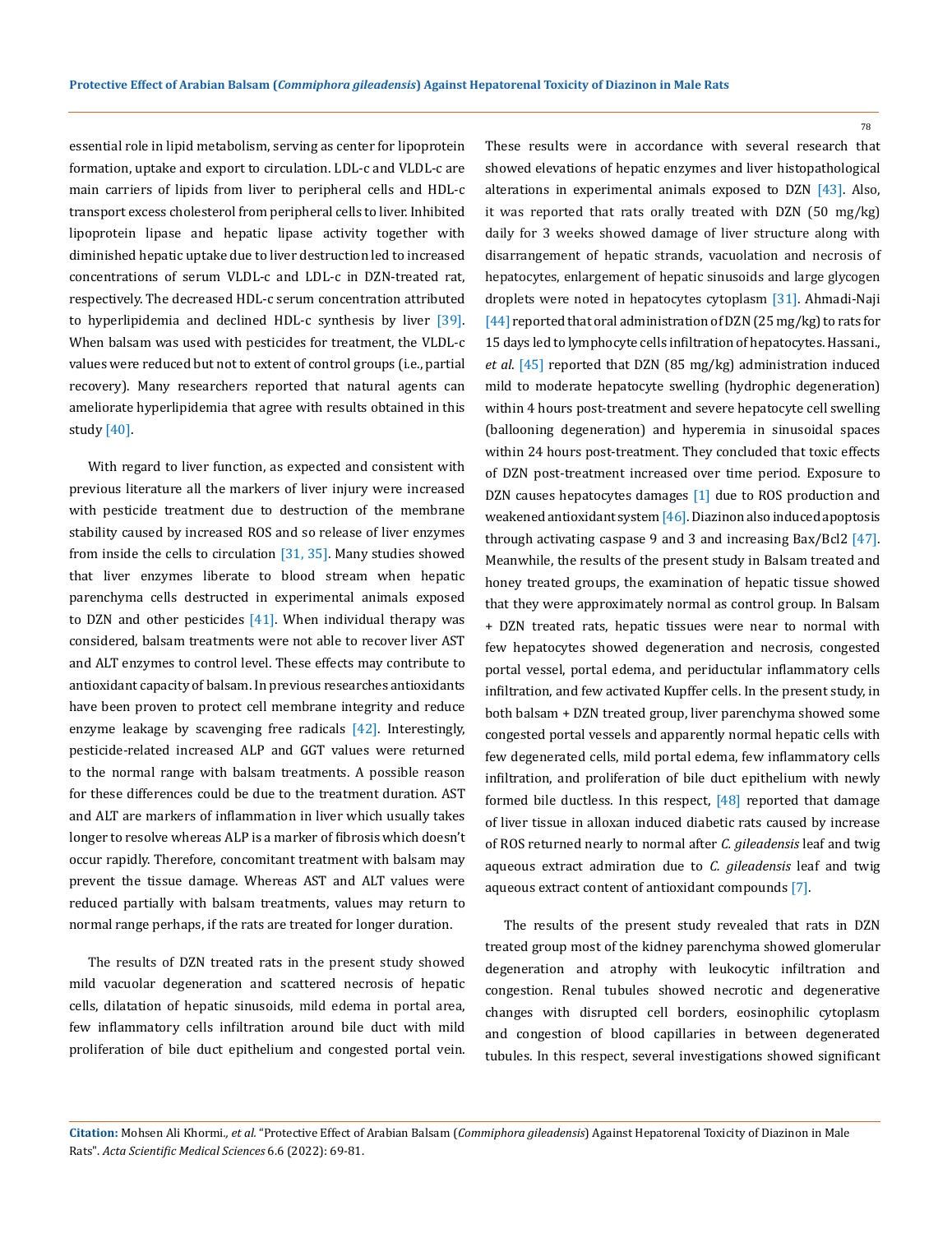essential role in lipid metabolism, serving as center for lipoprotein formation, uptake and export to circulation. LDL-c and VLDL-c are main carriers of lipids from liver to peripheral cells and HDL-c transport excess cholesterol from peripheral cells to liver. Inhibited lipoprotein lipase and hepatic lipase activity together with diminished hepatic uptake due to liver destruction led to increased concentrations of serum VLDL-c and LDL-c in DZN-treated rat, respectively. The decreased HDL-c serum concentration attributed to hyperlipidemia and declined HDL-c synthesis by liver [39]. When balsam was used with pesticides for treatment, the VLDL-c values were reduced but not to extent of control groups (i.e., partial recovery). Many researchers reported that natural agents can ameliorate hyperlipidemia that agree with results obtained in this study [40].

With regard to liver function, as expected and consistent with previous literature all the markers of liver injury were increased with pesticide treatment due to destruction of the membrane stability caused by increased ROS and so release of liver enzymes from inside the cells to circulation [31, 35]. Many studies showed that liver enzymes liberate to blood stream when hepatic parenchyma cells destructed in experimental animals exposed to DZN and other pesticides [41]. When individual therapy was considered, balsam treatments were not able to recover liver AST and ALT enzymes to control level. These effects may contribute to antioxidant capacity of balsam. In previous researches antioxidants have been proven to protect cell membrane integrity and reduce enzyme leakage by scavenging free radicals [42]. Interestingly, pesticide-related increased ALP and GGT values were returned to the normal range with balsam treatments. A possible reason for these differences could be due to the treatment duration. AST and ALT are markers of inflammation in liver which usually takes longer to resolve whereas ALP is a marker of fibrosis which doesn't occur rapidly. Therefore, concomitant treatment with balsam may prevent the tissue damage. Whereas AST and ALT values were reduced partially with balsam treatments, values may return to normal range perhaps, if the rats are treated for longer duration.

The results of DZN treated rats in the present study showed mild vacuolar degeneration and scattered necrosis of hepatic cells, dilatation of hepatic sinusoids, mild edema in portal area, few inflammatory cells infiltration around bile duct with mild proliferation of bile duct epithelium and congested portal vein. These results were in accordance with several research that showed elevations of hepatic enzymes and liver histopathological alterations in experimental animals exposed to DZN [43]. Also, it was reported that rats orally treated with DZN (50 mg/kg) daily for 3 weeks showed damage of liver structure along with disarrangement of hepatic strands, vacuolation and necrosis of hepatocytes, enlargement of hepatic sinusoids and large glycogen droplets were noted in hepatocytes cytoplasm [31]. Ahmadi-Naji [44] reported that oral administration of DZN (25 mg/kg) to rats for 15 days led to lymphocyte cells infiltration of hepatocytes. Hassani., *et al*. [45] reported that DZN (85 mg/kg) administration induced mild to moderate hepatocyte swelling (hydrophic degeneration) within 4 hours post-treatment and severe hepatocyte cell swelling (ballooning degeneration) and hyperemia in sinusoidal spaces within 24 hours post-treatment. They concluded that toxic effects of DZN post-treatment increased over time period. Exposure to DZN causes hepatocytes damages [1] due to ROS production and weakened antioxidant system [46]. Diazinon also induced apoptosis through activating caspase 9 and 3 and increasing Bax/Bcl2 [47]. Meanwhile, the results of the present study in Balsam treated and honey treated groups, the examination of hepatic tissue showed that they were approximately normal as control group. In Balsam + DZN treated rats, hepatic tissues were near to normal with few hepatocytes showed degeneration and necrosis, congested portal vessel, portal edema, and periductular inflammatory cells infiltration, and few activated Kupffer cells. In the present study, in both balsam + DZN treated group, liver parenchyma showed some congested portal vessels and apparently normal hepatic cells with few degenerated cells, mild portal edema, few inflammatory cells infiltration, and proliferation of bile duct epithelium with newly formed bile ductless. In this respect, [48] reported that damage of liver tissue in alloxan induced diabetic rats caused by increase of ROS returned nearly to normal after *C. gileadensis* leaf and twig aqueous extract admiration due to *C. gileadensis* leaf and twig aqueous extract content of antioxidant compounds [7].

The results of the present study revealed that rats in DZN treated group most of the kidney parenchyma showed glomerular degeneration and atrophy with leukocytic infiltration and congestion. Renal tubules showed necrotic and degenerative changes with disrupted cell borders, eosinophilic cytoplasm and congestion of blood capillaries in between degenerated tubules. In this respect, several investigations showed significant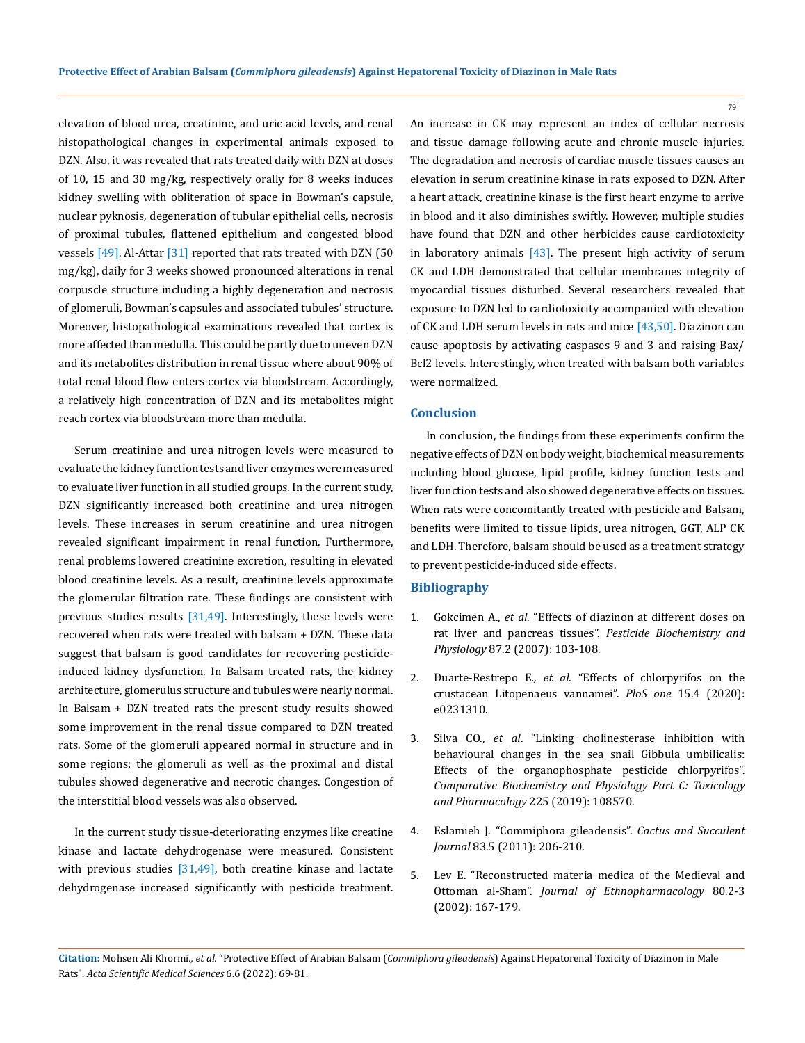elevation of blood urea, creatinine, and uric acid levels, and renal histopathological changes in experimental animals exposed to DZN. Also, it was revealed that rats treated daily with DZN at doses of 10, 15 and 30 mg/kg, respectively orally for 8 weeks induces kidney swelling with obliteration of space in Bowman's capsule, nuclear pyknosis, degeneration of tubular epithelial cells, necrosis of proximal tubules, flattened epithelium and congested blood vessels [49]. Al-Attar [31] reported that rats treated with DZN (50 mg/kg), daily for 3 weeks showed pronounced alterations in renal corpuscle structure including a highly degeneration and necrosis of glomeruli, Bowman's capsules and associated tubules' structure. Moreover, histopathological examinations revealed that cortex is more affected than medulla. This could be partly due to uneven DZN and its metabolites distribution in renal tissue where about 90% of total renal blood flow enters cortex via bloodstream. Accordingly, a relatively high concentration of DZN and its metabolites might reach cortex via bloodstream more than medulla.

Serum creatinine and urea nitrogen levels were measured to evaluate the kidney function tests and liver enzymes were measured to evaluate liver function in all studied groups. In the current study, DZN significantly increased both creatinine and urea nitrogen levels. These increases in serum creatinine and urea nitrogen revealed significant impairment in renal function. Furthermore, renal problems lowered creatinine excretion, resulting in elevated blood creatinine levels. As a result, creatinine levels approximate the glomerular filtration rate. These findings are consistent with previous studies results [31,49]. Interestingly, these levels were recovered when rats were treated with balsam + DZN. These data suggest that balsam is good candidates for recovering pesticide-induced kidney dysfunction. In Balsam treated rats, the kidney architecture, glomerulus structure and tubules were nearly normal. In Balsam + DZN treated rats the present study results showed some improvement in the renal tissue compared to DZN treated rats. Some of the glomeruli appeared normal in structure and in some regions; the glomeruli as well as the proximal and distal tubules showed degenerative and necrotic changes. Congestion of the interstitial blood vessels was also observed.

In the current study tissue-deteriorating enzymes like creatine kinase and lactate dehydrogenase were measured. Consistent with previous studies [31,49], both creatine kinase and lactate dehydrogenase increased significantly with pesticide treatment. An increase in CK may represent an index of cellular necrosis and tissue damage following acute and chronic muscle injuries. The degradation and necrosis of cardiac muscle tissues causes an elevation in serum creatinine kinase in rats exposed to DZN. After a heart attack, creatinine kinase is the first heart enzyme to arrive in blood and it also diminishes swiftly. However, multiple studies have found that DZN and other herbicides cause cardiotoxicity in laboratory animals [43]. The present high activity of serum CK and LDH demonstrated that cellular membranes integrity of myocardial tissues disturbed. Several researchers revealed that exposure to DZN led to cardiotoxicity accompanied with elevation of CK and LDH serum levels in rats and mice [43,50]. Diazinon can cause apoptosis by activating caspases 9 and 3 and raising Bax/Bcl2 levels. Interestingly, when treated with balsam both variables were normalized.

## Conclusion

In conclusion, the findings from these experiments confirm the negative effects of DZN on body weight, biochemical measurements including blood glucose, lipid profile, kidney function tests and liver function tests and also showed degenerative effects on tissues. When rats were concomitantly treated with pesticide and Balsam, benefits were limited to tissue lipids, urea nitrogen, GGT, ALP CK and LDH. Therefore, balsam should be used as a treatment strategy to prevent pesticide-induced side effects.

## Bibliography

1. Gokcimen A., *et al*. "Effects of diazinon at different doses on rat liver and pancreas tissues". *Pesticide Biochemistry and Physiology* 87.2 (2007): 103-108.
2. Duarte-Restrepo E., *et al.* "Effects of chlorpyrifos on the crustacean Litopenaeus vannamei". *PloS one* 15.4 (2020): e0231310.
3. Silva CO., *et al*. "Linking cholinesterase inhibition with behavioural changes in the sea snail Gibbula umbilicalis: Effects of the organophosphate pesticide chlorpyrifos". *Comparative Biochemistry and Physiology Part C: Toxicology and Pharmacology* 225 (2019): 108570.
4. Eslamieh J. "Commiphora gileadensis". *Cactus and Succulent Journal* 83.5 (2011): 206-210.
5. Lev E. "Reconstructed materia medica of the Medieval and Ottoman al-Sham". *Journal of Ethnopharmacology* 80.2-3 (2002): 167-179.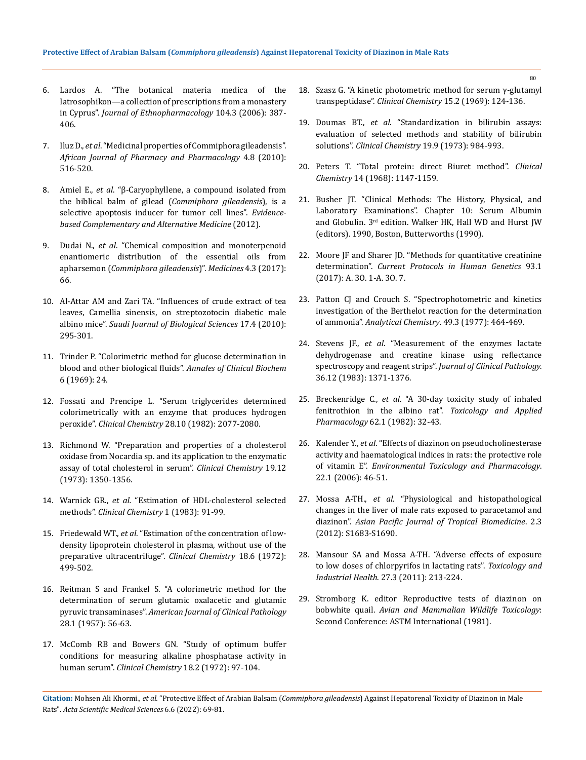6. Lardos A. "The botanical materia medica of the Iatrosophikon—a collection of prescriptions from a monastery in Cyprus". *Journal of Ethnopharmacology* 104.3 (2006): 387-406.

7. Iluz D., *et al*. "Medicinal properties of Commiphora gileadensis". *African Journal of Pharmacy and Pharmacology* 4.8 (2010): 516-520.

8. Amiel E., *et al*. "β-Caryophyllene, a compound isolated from the biblical balm of gilead (*Commiphora gileadensis*), is a selective apoptosis inducer for tumor cell lines". *Evidence-based Complementary and Alternative Medicine* (2012).

9. Dudai N., *et al*. "Chemical composition and monoterpenoid enantiomeric distribution of the essential oils from apharsemon (*Commiphora gileadensis*)". *Medicines* 4.3 (2017): 66.

10. Al-Attar AM and Zari TA. "Influences of crude extract of tea leaves, Camellia sinensis, on streptozotocin diabetic male albino mice". *Saudi Journal of Biological Sciences* 17.4 (2010): 295-301.

11. Trinder P. "Colorimetric method for glucose determination in blood and other biological fluids". *Annales of Clinical Biochem* 6 (1969): 24.

12. Fossati and Prencipe L. "Serum triglycerides determined colorimetrically with an enzyme that produces hydrogen peroxide". *Clinical Chemistry* 28.10 (1982): 2077-2080.

13. Richmond W. "Preparation and properties of a cholesterol oxidase from Nocardia sp. and its application to the enzymatic assay of total cholesterol in serum". *Clinical Chemistry* 19.12 (1973): 1350-1356.

14. Warnick GR., *et al.* "Estimation of HDL-cholesterol selected methods". *Clinical Chemistry* 1 (1983): 91-99.

15. Friedewald WT., *et al*. "Estimation of the concentration of low-density lipoprotein cholesterol in plasma, without use of the preparative ultracentrifuge". *Clinical Chemistry* 18.6 (1972): 499-502.

16. Reitman S and Frankel S. "A colorimetric method for the determination of serum glutamic oxalacetic and glutamic pyruvic transaminases". *American Journal of Clinical Pathology* 28.1 (1957): 56-63.

17. McComb RB and Bowers GN. "Study of optimum buffer conditions for measuring alkaline phosphatase activity in human serum". *Clinical Chemistry* 18.2 (1972): 97-104.

18. Szasz G. "A kinetic photometric method for serum γ-glutamyl transpeptidase". *Clinical Chemistry* 15.2 (1969): 124-136.

19. Doumas BT., *et al*. "Standardization in bilirubin assays: evaluation of selected methods and stability of bilirubin solutions". *Clinical Chemistry* 19.9 (1973): 984-993.

20. Peters T. "Total protein: direct Biuret method". *Clinical Chemistry* 14 (1968): 1147-1159.

21. Busher JT. "Clinical Methods: The History, Physical, and Laboratory Examinations". Chapter 10: Serum Albumin and Globulin. 3rd edition. Walker HK, Hall WD and Hurst JW (editors). 1990, Boston, Butterworths (1990).

22. Moore JF and Sharer JD. "Methods for quantitative creatinine determination". *Current Protocols in Human Genetics* 93.1 (2017): A. 3O. 1-A. 3O. 7.

23. Patton CJ and Crouch S. "Spectrophotometric and kinetics investigation of the Berthelot reaction for the determination of ammonia". *Analytical Chemistry*. 49.3 (1977): 464-469.

24. Stevens JF., *et al*. "Measurement of the enzymes lactate dehydrogenase and creatine kinase using reflectance spectroscopy and reagent strips". *Journal of Clinical Pathology*. 36.12 (1983): 1371-1376.

25. Breckenridge C., *et al*. "A 30-day toxicity study of inhaled fenitrothion in the albino rat". *Toxicology and Applied Pharmacology* 62.1 (1982): 32-43.

26. Kalender Y., *et al*. "Effects of diazinon on pseudocholinesterase activity and haematological indices in rats: the protective role of vitamin E". *Environmental Toxicology and Pharmacology*. 22.1 (2006): 46-51.

27. Mossa A-TH., *et al*. "Physiological and histopathological changes in the liver of male rats exposed to paracetamol and diazinon". *Asian Pacific Journal of Tropical Biomedicine*. 2.3 (2012): S1683-S1690.

28. Mansour SA and Mossa A-TH. "Adverse effects of exposure to low doses of chlorpyrifos in lactating rats". *Toxicology and Industrial Health*. 27.3 (2011): 213-224.

29. Stromborg K. editor Reproductive tests of diazinon on bobwhite quail. *Avian and Mammalian Wildlife Toxicology*: Second Conference: ASTM International (1981).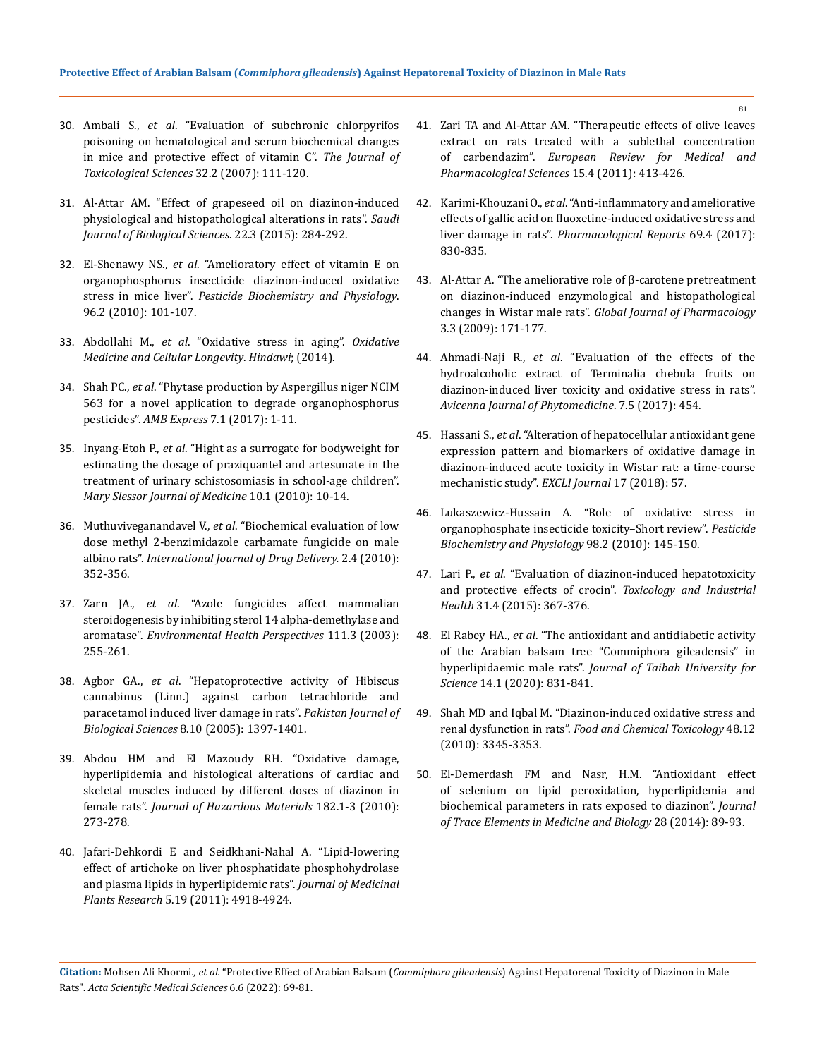30. Ambali S., *et al*. "Evaluation of subchronic chlorpyrifos poisoning on hematological and serum biochemical changes in mice and protective effect of vitamin C". *The Journal of Toxicological Sciences* 32.2 (2007): 111-120.

31. Al-Attar AM. "Effect of grapeseed oil on diazinon-induced physiological and histopathological alterations in rats". *Saudi Journal of Biological Sciences*. 22.3 (2015): 284-292.

32. El-Shenawy NS., *et al*. "Amelioratory effect of vitamin E on organophosphorus insecticide diazinon-induced oxidative stress in mice liver". *Pesticide Biochemistry and Physiology*. 96.2 (2010): 101-107.

33. Abdollahi M., *et al*. "Oxidative stress in aging". *Oxidative Medicine and Cellular Longevity*. *Hindawi*; (2014).

34. Shah PC., *et al*. "Phytase production by Aspergillus niger NCIM 563 for a novel application to degrade organophosphorus pesticides". *AMB Express* 7.1 (2017): 1-11.

35. Inyang-Etoh P., *et al*. "Hight as a surrogate for bodyweight for estimating the dosage of praziquantel and artesunate in the treatment of urinary schistosomiasis in school-age children". *Mary Slessor Journal of Medicine* 10.1 (2010): 10-14.

36. Muthuviveganandavel V., *et al*. "Biochemical evaluation of low dose methyl 2-benzimidazole carbamate fungicide on male albino rats". *International Journal of Drug Delivery*. 2.4 (2010): 352-356.

37. Zarn JA., *et al*. "Azole fungicides affect mammalian steroidogenesis by inhibiting sterol 14 alpha-demethylase and aromatase". *Environmental Health Perspectives* 111.3 (2003): 255-261.

38. Agbor GA., *et al*. "Hepatoprotective activity of Hibiscus cannabinus (Linn.) against carbon tetrachloride and paracetamol induced liver damage in rats". *Pakistan Journal of Biological Sciences* 8.10 (2005): 1397-1401.

39. Abdou HM and El Mazoudy RH. "Oxidative damage, hyperlipidemia and histological alterations of cardiac and skeletal muscles induced by different doses of diazinon in female rats". *Journal of Hazardous Materials* 182.1-3 (2010): 273-278.

40. Jafari-Dehkordi E and Seidkhani-Nahal A. "Lipid-lowering effect of artichoke on liver phosphatidate phosphohydrolase and plasma lipids in hyperlipidemic rats". *Journal of Medicinal Plants Research* 5.19 (2011): 4918-4924.

41. Zari TA and Al-Attar AM. "Therapeutic effects of olive leaves extract on rats treated with a sublethal concentration of carbendazim". *European Review for Medical and Pharmacological Sciences* 15.4 (2011): 413-426.

42. Karimi-Khouzani O., *et al*. "Anti-inflammatory and ameliorative effects of gallic acid on fluoxetine-induced oxidative stress and liver damage in rats". *Pharmacological Reports* 69.4 (2017): 830-835.

43. Al-Attar A. "The ameliorative role of β-carotene pretreatment on diazinon-induced enzymological and histopathological changes in Wistar male rats". *Global Journal of Pharmacology* 3.3 (2009): 171-177.

44. Ahmadi-Naji R., *et al*. "Evaluation of the effects of the hydroalcoholic extract of Terminalia chebula fruits on diazinon-induced liver toxicity and oxidative stress in rats". *Avicenna Journal of Phytomedicine*. 7.5 (2017): 454.

45. Hassani S., *et al*. "Alteration of hepatocellular antioxidant gene expression pattern and biomarkers of oxidative damage in diazinon-induced acute toxicity in Wistar rat: a time-course mechanistic study". *EXCLI Journal* 17 (2018): 57.

46. Lukaszewicz-Hussain A. "Role of oxidative stress in organophosphate insecticide toxicity–Short review". *Pesticide Biochemistry and Physiology* 98.2 (2010): 145-150.

47. Lari P., *et al*. "Evaluation of diazinon-induced hepatotoxicity and protective effects of crocin". *Toxicology and Industrial Health* 31.4 (2015): 367-376.

48. El Rabey HA., *et al*. "The antioxidant and antidiabetic activity of the Arabian balsam tree "Commiphora gileadensis" in hyperlipidaemic male rats". *Journal of Taibah University for Science* 14.1 (2020): 831-841.

49. Shah MD and Iqbal M. "Diazinon-induced oxidative stress and renal dysfunction in rats". *Food and Chemical Toxicology* 48.12 (2010): 3345-3353.

50. El-Demerdash FM and Nasr, H.M. "Antioxidant effect of selenium on lipid peroxidation, hyperlipidemia and biochemical parameters in rats exposed to diazinon". *Journal of Trace Elements in Medicine and Biology* 28 (2014): 89-93.